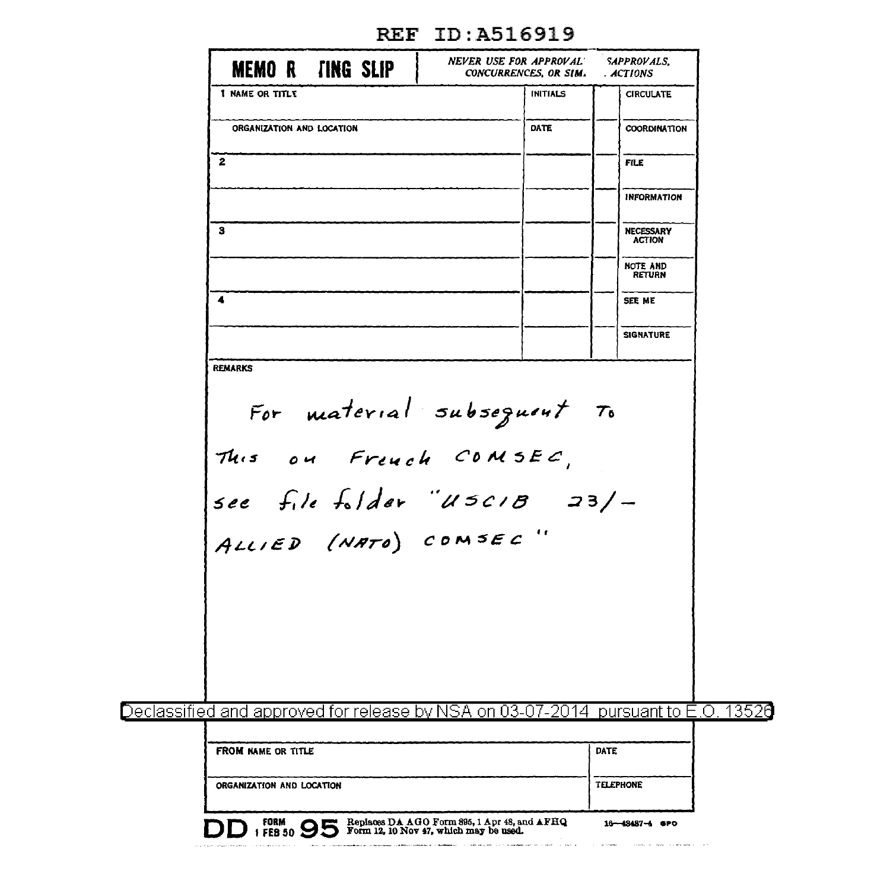REF ID:A516919

**MEMO R TING SLIP** | *NEVER USE FOR APPROVAL SAPPROVALS, CONCURRENCES, OR SIM. . ACTIONS*

| 1 NAME OR TITLE | INITIALS | | CIRCULATE |
|---|---|---|---|
| ORGANIZATION AND LOCATION | DATE | | COORDINATION |
| 2 | | | FILE |
| | | | INFORMATION |
| 3 | | | NECESSARY ACTION |
| | | | NOTE AND RETURN |
| 4 | | | SEE ME |
| | | | SIGNATURE |

REMARKS

For material subsequent To This on French COMSEC, see file folder "USCIB 23/- ALLIED (NATO) COMSEC"

Declassified and approved for release by NSA on 03-07-2014 pursuant to E.O. 13526

| FROM NAME OR TITLE | DATE |
|---|---|
| ORGANIZATION AND LOCATION | TELEPHONE |

DD FORM 1 FEB 50 95 Replaces DA AGO Form 895, 1 Apr 48, and AFHQ Form 12, 10 Nov 47, which may be used. 16—48487-4 GPO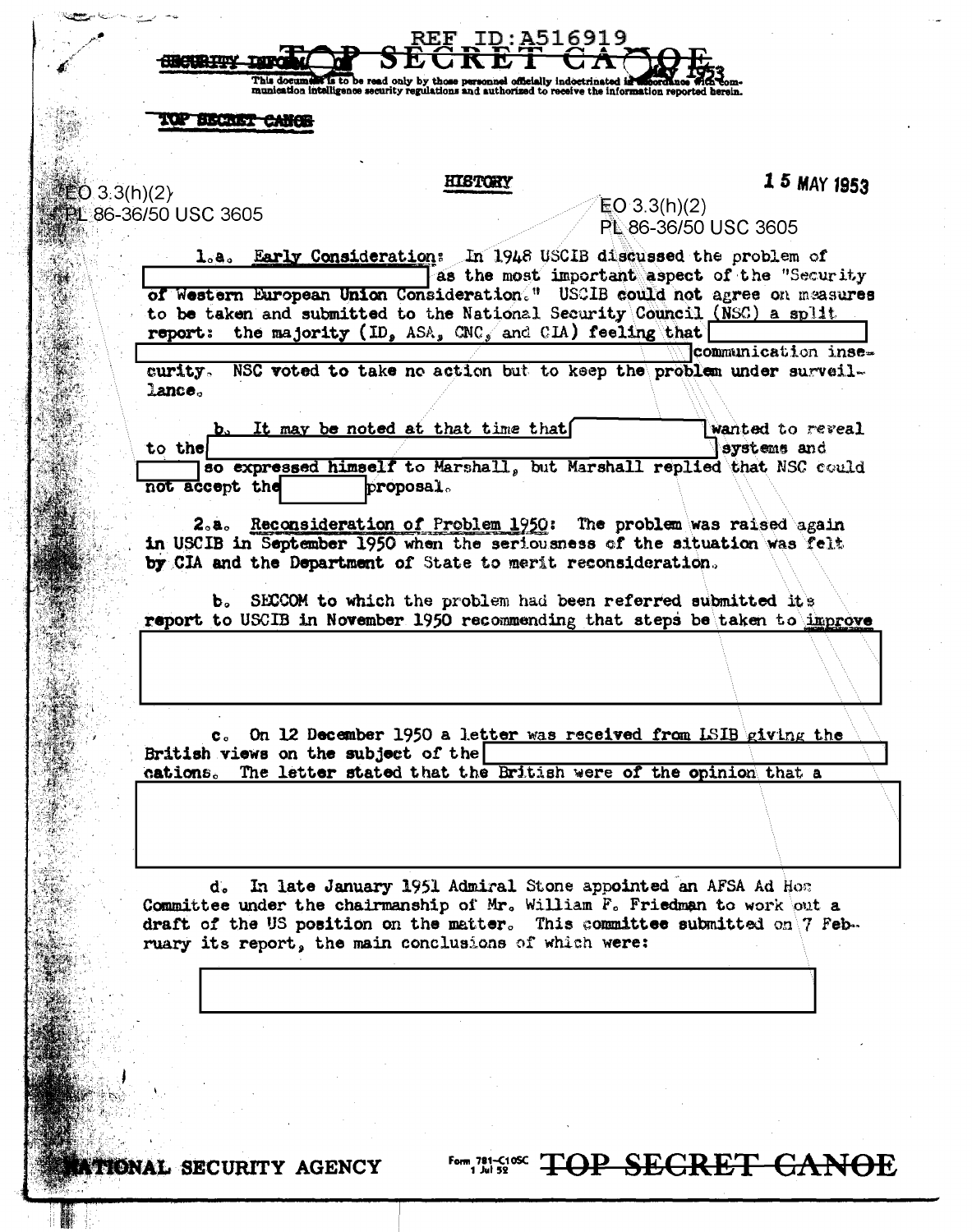REF ID:A516919

TOP SECRET CANOE

This document is to be read only by those personnel officially indoctrinated in accordance with communication intelligence security regulations and authorized to receive the information reported herein.

TOP SECRET CANOE

EO 3.3(h)(2)
PL 86-36/50 USC 3605

## HISTORY

15 MAY 1953

EO 3.3(h)(2)
PL 86-36/50 USC 3605

1.a. Early Consideration: In 1948 USCIB discussed the problem of [redacted] as the most important aspect of the "Security of Western European Union Consideration." USCIB could not agree on measures to be taken and submitted to the National Security Council (NSC) a split report: the majority (ID, ASA, CNC, and CIA) feeling that [redacted] communication insecurity. NSC voted to take no action but to keep the problem under surveillance.

b. It may be noted at that time that [redacted] wanted to reveal to the [redacted] systems and [redacted] so expressed himself to Marshall, but Marshall replied that NSC could not accept the [redacted] proposal.

2.a. Reconsideration of Problem 1950: The problem was raised again in USCIB in September 1950 when the seriousness of the situation was felt by CIA and the Department of State to merit reconsideration.

b. SECCOM to which the problem had been referred submitted its report to USCIB in November 1950 recommending that steps be taken to improve

[redacted]

c. On 12 December 1950 a letter was received from LSIB giving the British views on the subject of the [redacted] cations. The letter stated that the British were of the opinion that a

[redacted]

d. In late January 1951 Admiral Stone appointed an AFSA Ad Hoc Committee under the chairmanship of Mr. William F. Friedman to work out a draft of the US position on the matter. This committee submitted on 7 February its report, the main conclusions of which were:

[redacted]

NATIONAL SECURITY AGENCY

TOP SECRET CANOE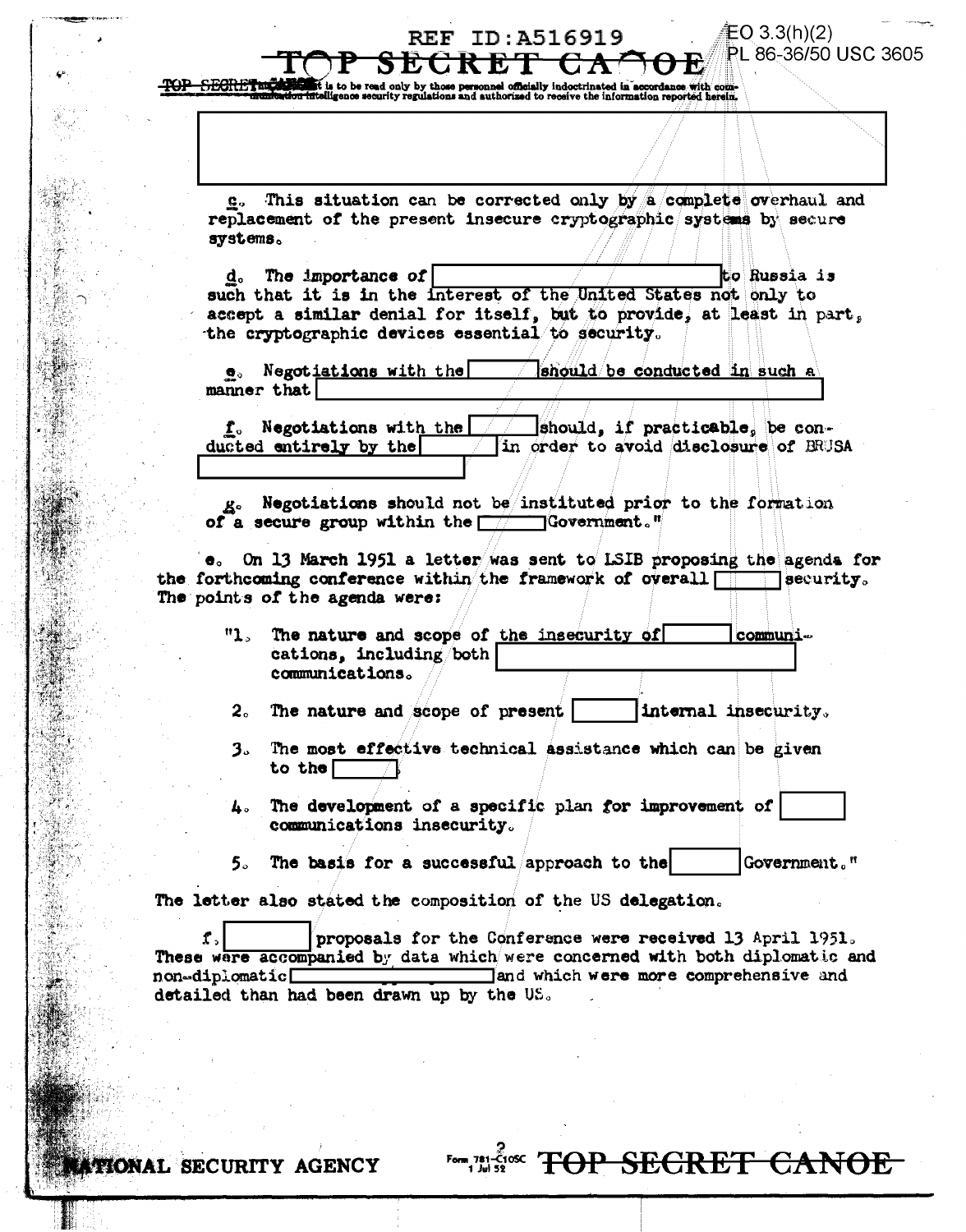REF ID:A516919

EO 3.3(h)(2)
PL 86-36/50 USC 3605

TOP SECRET CANOE

TOP SECRET CANOE This document is to be read only by those personnel officially indoctrinated in accordance with communication intelligence security regulations and authorized to receive the information reported herein.

[redacted]

c. This situation can be corrected only by a complete overhaul and replacement of the present insecure cryptographic systems by secure systems.

d. The importance of [redacted] to Russia is such that it is in the interest of the United States not only to accept a similar denial for itself, but to provide, at least in part, the cryptographic devices essential to security.

e. Negotiations with the [redacted] should be conducted in such a manner that [redacted]

f. Negotiations with the [redacted] should, if practicable, be conducted entirely by the [redacted] in order to avoid disclosure of BRUSA [redacted]

g. Negotiations should not be instituted prior to the formation of a secure group within the [redacted] Government."

e. On 13 March 1951 a letter was sent to LSIB proposing the agenda for the forthcoming conference within the framework of overall [redacted] security. The points of the agenda were:

"1. The nature and scope of the insecurity of [redacted] communications, including both [redacted] communications.

2. The nature and scope of present [redacted] internal insecurity.

3. The most effective technical assistance which can be given to the [redacted]

4. The development of a specific plan for improvement of [redacted] communications insecurity.

5. The basis for a successful approach to the [redacted] Government."

The letter also stated the composition of the US delegation.

f. [redacted] proposals for the Conference were received 13 April 1951. These were accompanied by data which were concerned with both diplomatic and non-diplomatic [redacted] and which were more comprehensive and detailed than had been drawn up by the US.

NATIONAL SECURITY AGENCY

TOP SECRET CANOE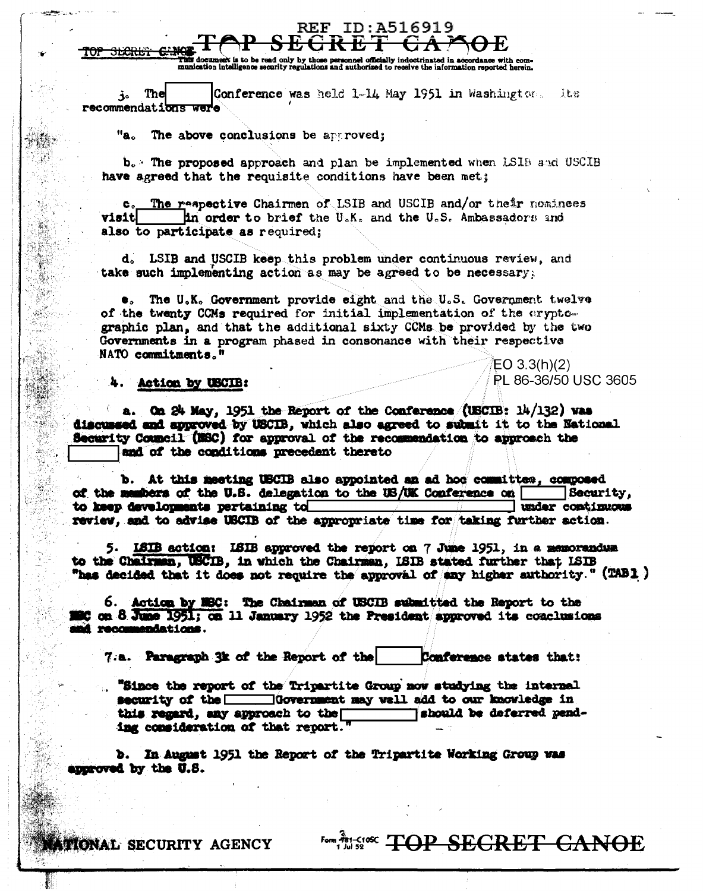REF ID:A516919

TOP SECRET CANOE

This document is to be read only by those personnel officially indoctrinated in accordance with communication intelligence security regulations and authorized to receive the information reported herein.

3. The [redacted] Conference was held 1-14 May 1951 in Washington. Its recommendations were

"a. The above conclusions be approved;

b. The proposed approach and plan be implemented when LSIB and USCIB have agreed that the requisite conditions have been met;

c. The respective Chairmen of LSIB and USCIB and/or their nominees visit [redacted] in order to brief the U.K. and the U.S. Ambassadors and also to participate as required;

d. LSIB and USCIB keep this problem under continuous review, and take such implementing action as may be agreed to be necessary;

e. The U.K. Government provide eight and the U.S. Government twelve of the twenty CCMs required for initial implementation of the cryptographic plan, and that the additional sixty CCMs be provided by the two Governments in a program phased in consonance with their respective NATO commitments."

EO 3.3(h)(2)
PL 86-36/50 USC 3605

4. Action by USCIB:

a. On 24 May, 1951 the Report of the Conference (USCIB: 14/132) was discussed and approved by USCIB, which also agreed to submit it to the National Security Council (NSC) for approval of the recommendation to approach the [redacted] and of the conditions precedent thereto

b. At this meeting USCIB also appointed an ad hoc committee, composed of the members of the U.S. delegation to the US/UK Conference on [redacted] Security, to keep developments pertaining to [redacted] under continuous review, and to advise USCIB of the appropriate time for taking further action.

5. LSIB action: LSIB approved the report on 7 June 1951, in a memorandum to the Chairman, USCIB, in which the Chairman, LSIB stated further that LSIB "has decided that it does not require the approval of any higher authority." (TAB 1)

6. Action by NSC: The Chairman of USCIB submitted the Report to the NSC on 8 June 1951; on 11 January 1952 the President approved its conclusions and recommendations.

7. a. Paragraph 3k of the Report of the [redacted] Conference states that:

"Since the report of the Tripartite Group now studying the internal security of the [redacted] Government may well add to our knowledge in this regard, any approach to the [redacted] should be deferred pending consideration of that report."

b. In August 1951 the Report of the Tripartite Working Group was approved by the U.S.

NATIONAL SECURITY AGENCY

TOP SECRET CANOE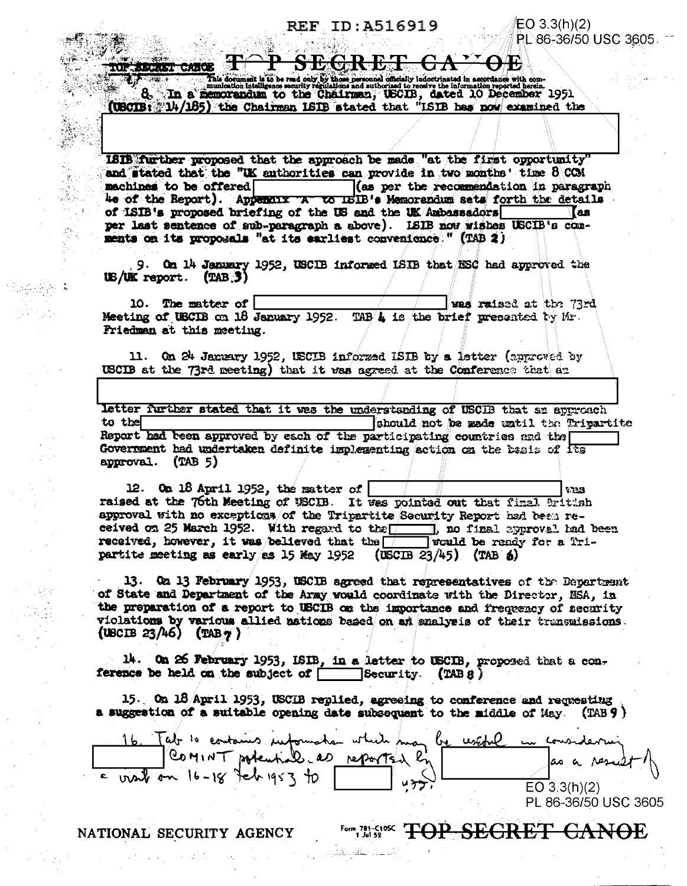REF ID:A516919

EO 3.3(h)(2)
PL 86-36/50 USC 3605

TOP SECRET CANOE

This document is to be read only by those personnel officially indoctrinated in accordance with communication intelligence security regulations and authorized to receive the information reported herein.

8. In a memorandum to the Chairman, USCIB, dated 10 December 1951 (USCIB: 14/185) the Chairman ISIB stated that "ISIB has now examined the [redacted]

ISIB further proposed that the approach be made "at the first opportunity" and stated that the "UK authorities can provide in two months' time 8 CCM machines to be offered [redacted] (as per the recommendation in paragraph 4e of the Report). Appendix "A" to ISIB's Memorandum sets forth the details of ISIB's proposed briefing of the US and the UK Ambassadors [redacted] (as per last sentence of sub-paragraph a above). ISIB now wishes USCIB's comments on its proposals "at its earliest convenience." (TAB 2)

9. On 14 January 1952, USCIB informed ISIB that NSC had approved the US/UK report. (TAB 3)

10. The matter of [redacted] was raised at the 73rd Meeting of USCIB on 18 January 1952. TAB 4 is the brief presented by Mr. Friedman at this meeting.

11. On 24 January 1952, USCIB informed ISIB by a letter (approved by USCIB at the 73rd meeting) that it was agreed at the Conference that an [redacted]

letter further stated that it was the understanding of USCIB that an approach to the [redacted] should not be made until the Tripartite Report had been approved by each of the participating countries and the [redacted] Government had undertaken definite implementing action on the basis of its approval. (TAB 5)

12. On 18 April 1952, the matter of [redacted] was raised at the 76th Meeting of USCIB. It was pointed out that final British approval with no exceptions of the Tripartite Security Report had been received on 25 March 1952. With regard to the [redacted], no final approval had been received, however, it was believed that the [redacted] would be ready for a Tripartite meeting as early as 15 May 1952 (USCIB 23/45) (TAB 6)

13. On 13 February 1953, USCIB agreed that representatives of the Department of State and Department of the Army would coordinate with the Director, NSA, in the preparation of a report to USCIB on the importance and frequency of security violations by various allied nations based on an analysis of their transmissions. (USCIB 23/46) (TAB 7)

14. On 26 February 1953, ISIB, in a letter to USCIB, proposed that a conference be held on the subject of [redacted] Security. (TAB 8)

15. On 18 April 1953, USCIB replied, agreeing to conference and requesting a suggestion of a suitable opening date subsequent to the middle of May. (TAB 9)

16. Tab 10 contains information which may be useful in considering [redacted] COMINT potential, as reported by [redacted] as a result of a visit on 16-18 Feb 1953 to [redacted] 4??.

EO 3.3(h)(2)
PL 86-36/50 USC 3605

NATIONAL SECURITY AGENCY

Form 781-C10SC 1 Jul 52

TOP SECRET CANOE